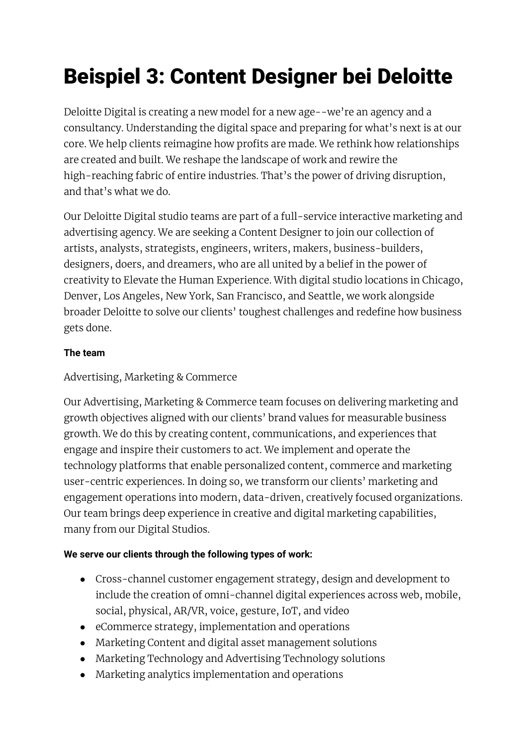# Beispiel 3: Content Designer bei Deloitte

Deloitte Digital is creating a new model for a new age--we're an agency and a consultancy. Understanding the digital space and preparing for what's next is at our core. We help clients reimagine how profits are made. We rethink how relationships are created and built. We reshape the landscape of work and rewire the high-reaching fabric of entire industries. That's the power of driving disruption, and that's what we do.

Our Deloitte Digital studio teams are part of a full-service interactive marketing and advertising agency. We are seeking a Content Designer to join our collection of artists, analysts, strategists, engineers, writers, makers, business-builders, designers, doers, and dreamers, who are all united by a belief in the power of creativity to Elevate the Human Experience. With digital studio locations in Chicago, Denver, Los Angeles, New York, San Francisco, and Seattle, we work alongside broader Deloitte to solve our clients' toughest challenges and redefine how business gets done.

**The team**

Advertising, Marketing & Commerce

Our Advertising, Marketing & Commerce team focuses on delivering marketing and growth objectives aligned with our clients' brand values for measurable business growth. We do this by creating content, communications, and experiences that engage and inspire their customers to act. We implement and operate the technology platforms that enable personalized content, commerce and marketing user-centric experiences. In doing so, we transform our clients' marketing and engagement operations into modern, data-driven, creatively focused organizations. Our team brings deep experience in creative and digital marketing capabilities, many from our Digital Studios.

**We serve our clients through the following types of work:**

- Cross-channel customer engagement strategy, design and development to include the creation of omni-channel digital experiences across web, mobile, social, physical, AR/VR, voice, gesture, IoT, and video
- eCommerce strategy, implementation and operations
- Marketing Content and digital asset management solutions
- Marketing Technology and Advertising Technology solutions
- Marketing analytics implementation and operations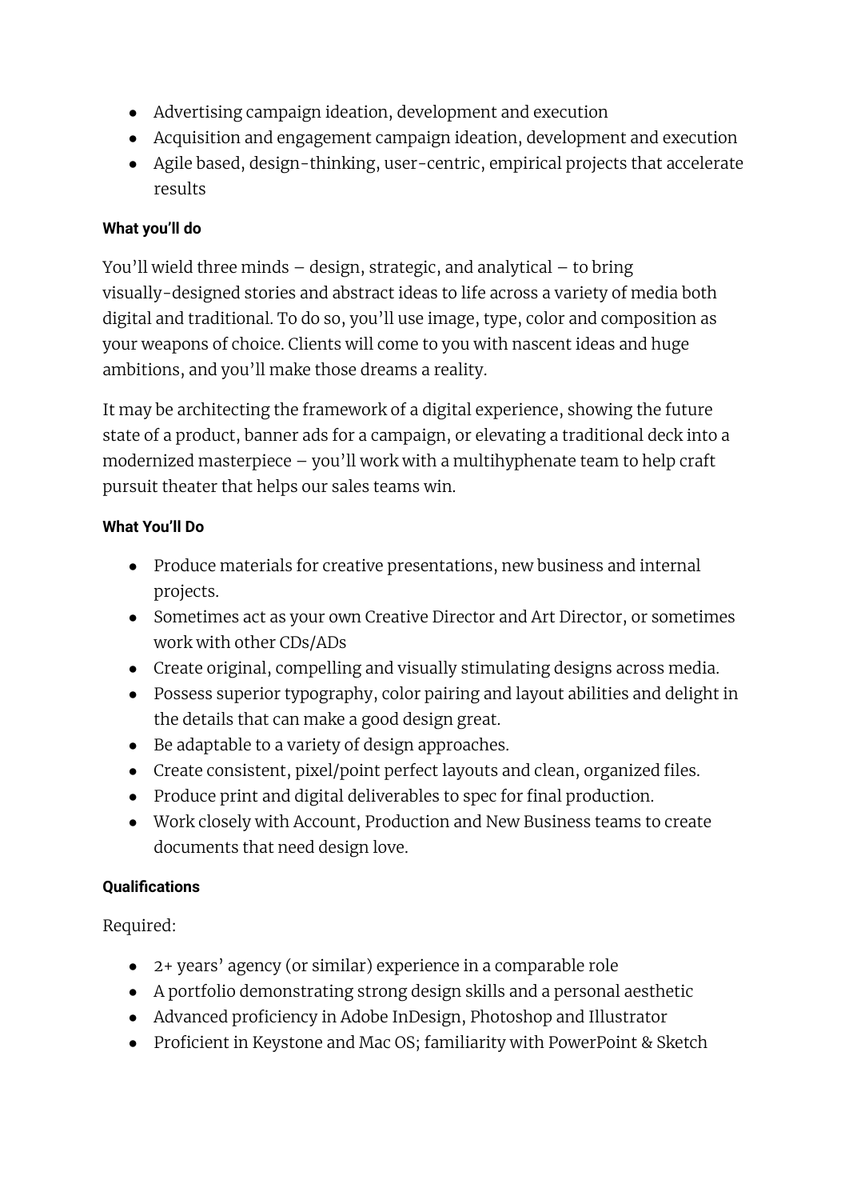- Advertising campaign ideation, development and execution
- Acquisition and engagement campaign ideation, development and execution
- Agile based, design-thinking, user-centric, empirical projects that accelerate results

**What you'll do**

You'll wield three minds – design, strategic, and analytical – to bring visually-designed stories and abstract ideas to life across a variety of media both digital and traditional. To do so, you'll use image, type, color and composition as your weapons of choice. Clients will come to you with nascent ideas and huge ambitions, and you'll make those dreams a reality.

It may be architecting the framework of a digital experience, showing the future state of a product, banner ads for a campaign, or elevating a traditional deck into a modernized masterpiece – you'll work with a multihyphenate team to help craft pursuit theater that helps our sales teams win.

**What You'll Do**

- Produce materials for creative presentations, new business and internal projects.
- Sometimes act as your own Creative Director and Art Director, or sometimes work with other CDs/ADs
- Create original, compelling and visually stimulating designs across media.
- Possess superior typography, color pairing and layout abilities and delight in the details that can make a good design great.
- Be adaptable to a variety of design approaches.
- Create consistent, pixel/point perfect layouts and clean, organized files.
- Produce print and digital deliverables to spec for final production.
- Work closely with Account, Production and New Business teams to create documents that need design love.

**Qualifications**

Required:

- 2+ years' agency (or similar) experience in a comparable role
- A portfolio demonstrating strong design skills and a personal aesthetic
- Advanced proficiency in Adobe InDesign, Photoshop and Illustrator
- Proficient in Keystone and Mac OS; familiarity with PowerPoint & Sketch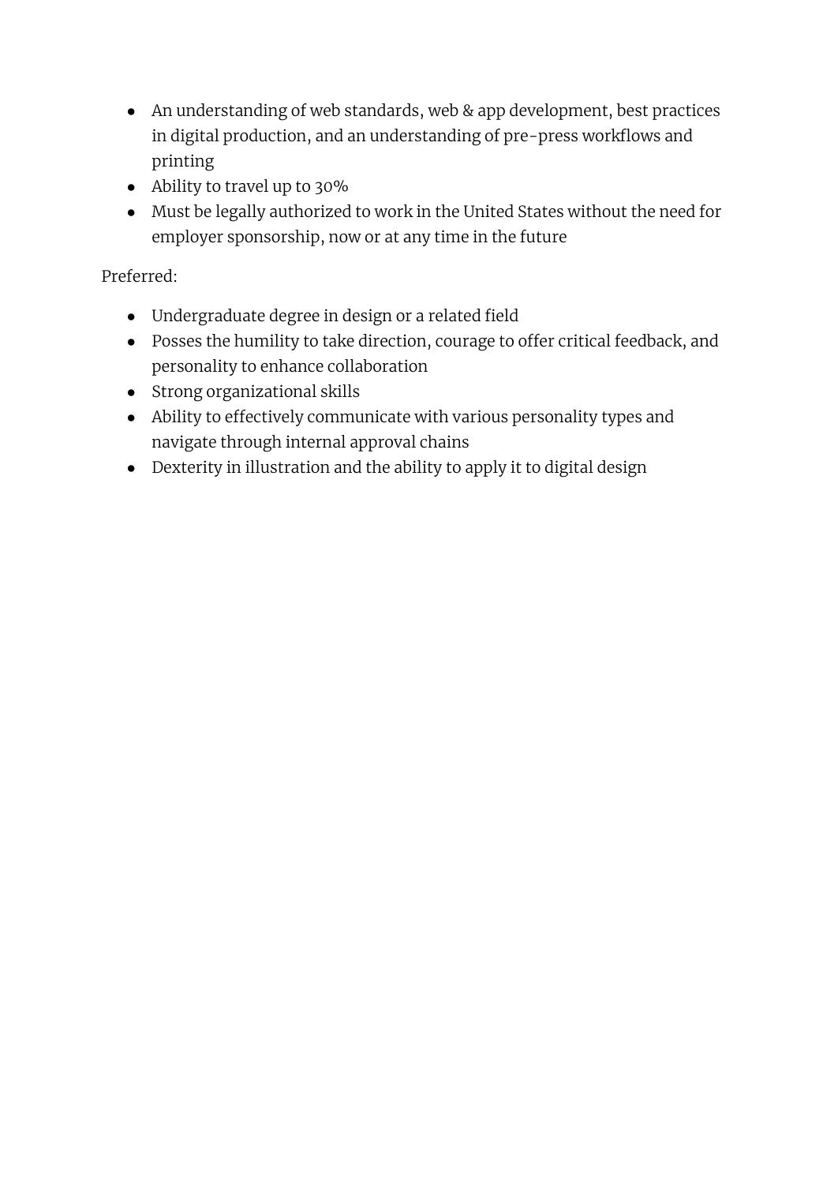- An understanding of web standards, web & app development, best practices in digital production, and an understanding of pre-press workflows and printing
- Ability to travel up to 30%
- Must be legally authorized to work in the United States without the need for employer sponsorship, now or at any time in the future

Preferred:

- Undergraduate degree in design or a related field
- Posses the humility to take direction, courage to offer critical feedback, and personality to enhance collaboration
- Strong organizational skills
- Ability to effectively communicate with various personality types and navigate through internal approval chains
- Dexterity in illustration and the ability to apply it to digital design